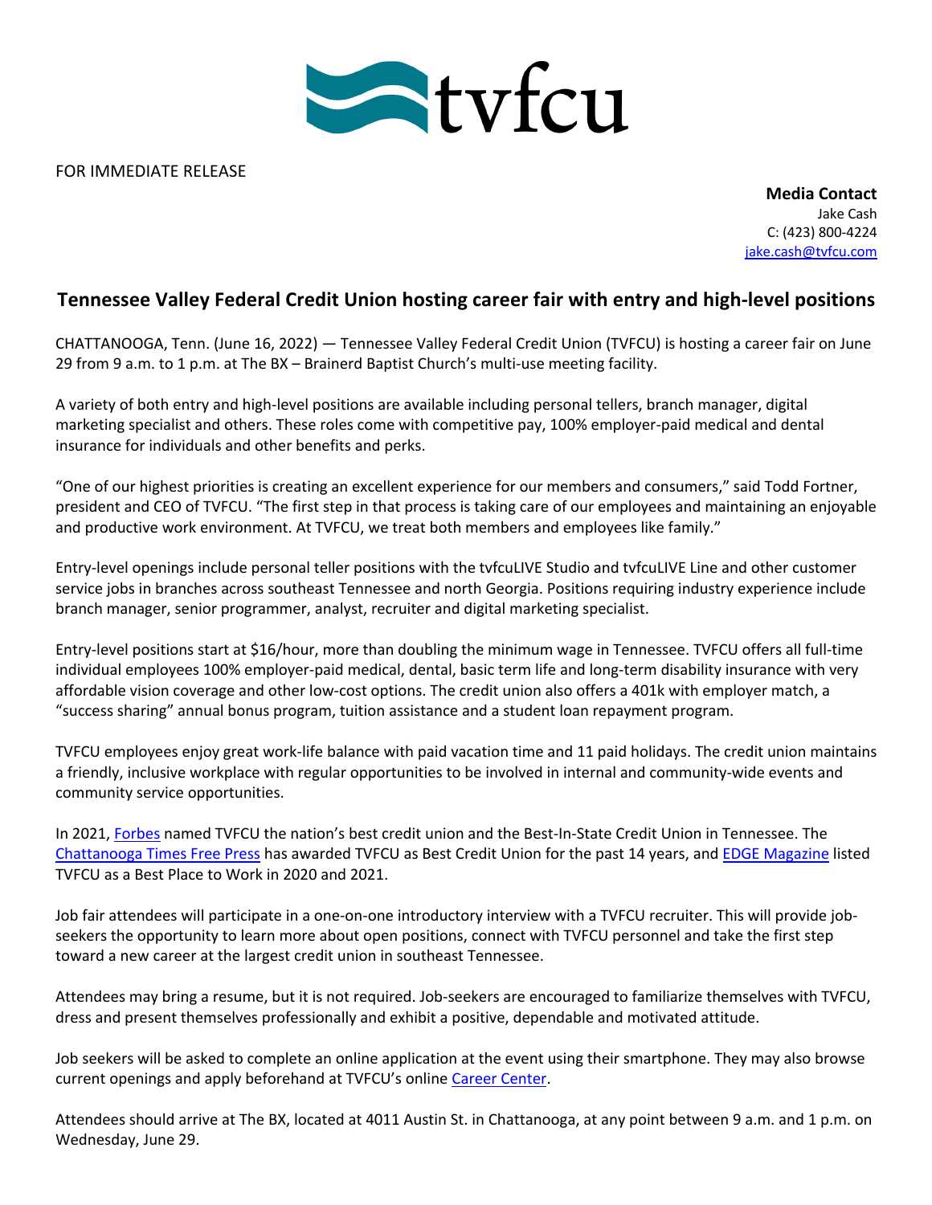FOR IMMEDIATE RELEASE

**Media Contact**
Jake Cash
C: (423) 800-4224
jake.cash@tvfcu.com

# Tennessee Valley Federal Credit Union hosting career fair with entry and high-level positions

CHATTANOOGA, Tenn. (June 16, 2022) — Tennessee Valley Federal Credit Union (TVFCU) is hosting a career fair on June 29 from 9 a.m. to 1 p.m. at The BX – Brainerd Baptist Church's multi-use meeting facility.

A variety of both entry and high-level positions are available including personal tellers, branch manager, digital marketing specialist and others. These roles come with competitive pay, 100% employer-paid medical and dental insurance for individuals and other benefits and perks.

"One of our highest priorities is creating an excellent experience for our members and consumers," said Todd Fortner, president and CEO of TVFCU. "The first step in that process is taking care of our employees and maintaining an enjoyable and productive work environment. At TVFCU, we treat both members and employees like family."

Entry-level openings include personal teller positions with the tvfcuLIVE Studio and tvfcuLIVE Line and other customer service jobs in branches across southeast Tennessee and north Georgia. Positions requiring industry experience include branch manager, senior programmer, analyst, recruiter and digital marketing specialist.

Entry-level positions start at $16/hour, more than doubling the minimum wage in Tennessee. TVFCU offers all full-time individual employees 100% employer-paid medical, dental, basic term life and long-term disability insurance with very affordable vision coverage and other low-cost options. The credit union also offers a 401k with employer match, a "success sharing" annual bonus program, tuition assistance and a student loan repayment program.

TVFCU employees enjoy great work-life balance with paid vacation time and 11 paid holidays. The credit union maintains a friendly, inclusive workplace with regular opportunities to be involved in internal and community-wide events and community service opportunities.

In 2021, Forbes named TVFCU the nation's best credit union and the Best-In-State Credit Union in Tennessee. The Chattanooga Times Free Press has awarded TVFCU as Best Credit Union for the past 14 years, and EDGE Magazine listed TVFCU as a Best Place to Work in 2020 and 2021.

Job fair attendees will participate in a one-on-one introductory interview with a TVFCU recruiter. This will provide job-seekers the opportunity to learn more about open positions, connect with TVFCU personnel and take the first step toward a new career at the largest credit union in southeast Tennessee.

Attendees may bring a resume, but it is not required. Job-seekers are encouraged to familiarize themselves with TVFCU, dress and present themselves professionally and exhibit a positive, dependable and motivated attitude.

Job seekers will be asked to complete an online application at the event using their smartphone. They may also browse current openings and apply beforehand at TVFCU's online Career Center.

Attendees should arrive at The BX, located at 4011 Austin St. in Chattanooga, at any point between 9 a.m. and 1 p.m. on Wednesday, June 29.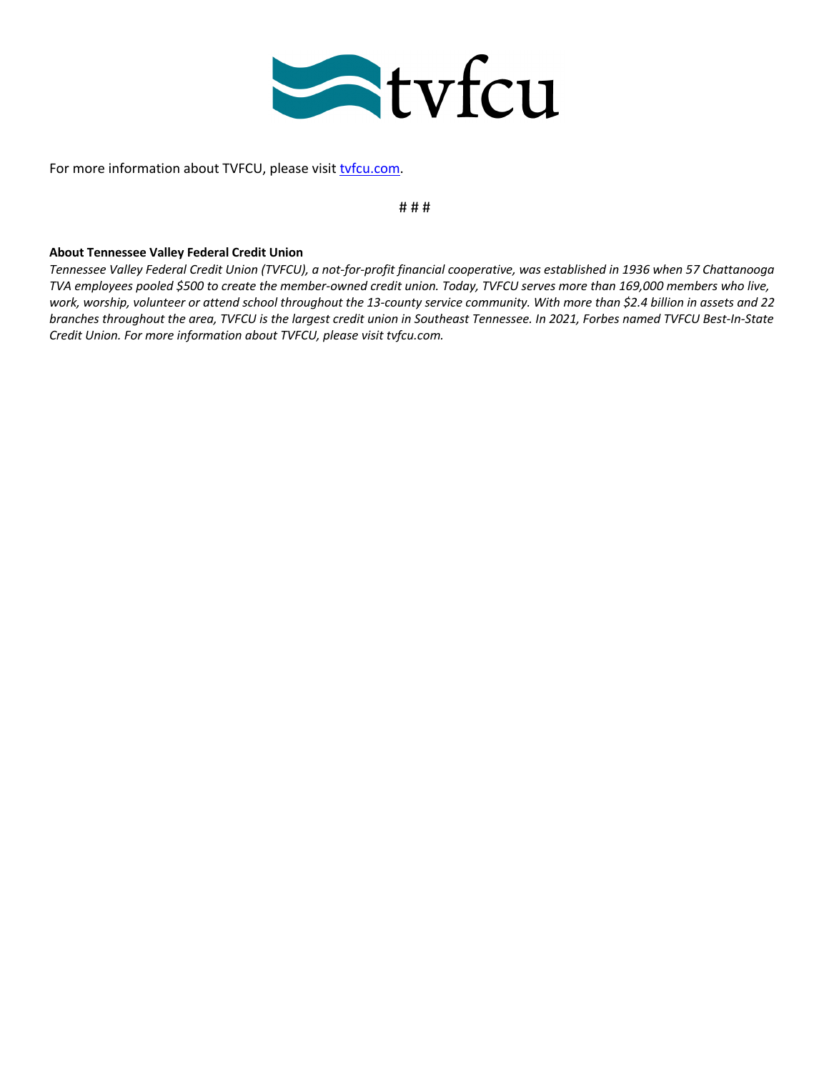For more information about TVFCU, please visit [tvfcu.com](https://tvfcu.com).

# # #

**About Tennessee Valley Federal Credit Union**

*Tennessee Valley Federal Credit Union (TVFCU), a not-for-profit financial cooperative, was established in 1936 when 57 Chattanooga TVA employees pooled $500 to create the member-owned credit union. Today, TVFCU serves more than 169,000 members who live, work, worship, volunteer or attend school throughout the 13-county service community. With more than $2.4 billion in assets and 22 branches throughout the area, TVFCU is the largest credit union in Southeast Tennessee. In 2021, Forbes named TVFCU Best-In-State Credit Union. For more information about TVFCU, please visit tvfcu.com.*